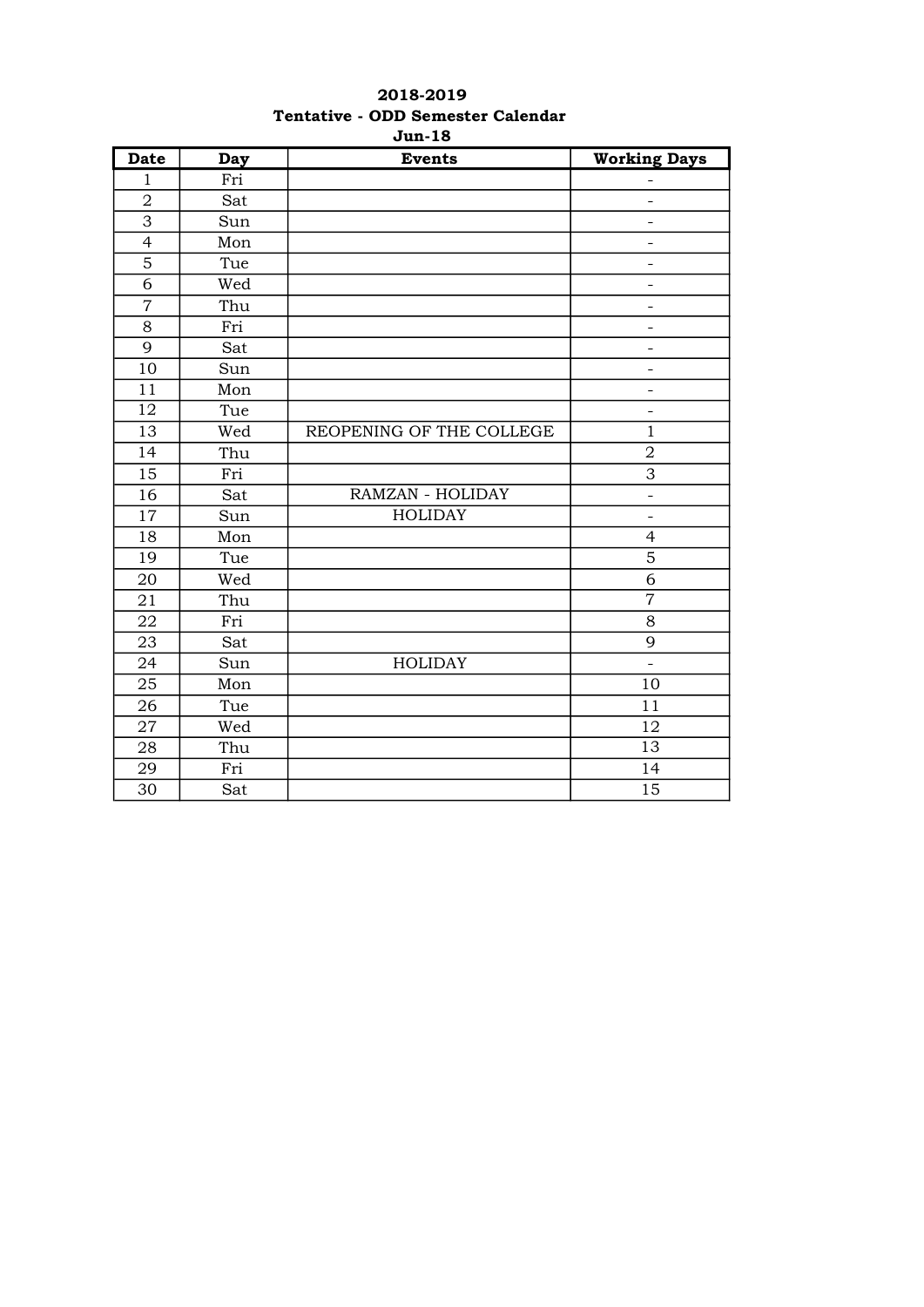**2018-2019**

**Tentative - ODD Semester Calendar**

**Jun-18**

| Date | Day | Events | Working Days |
|---|---|---|---|
| 1 | Fri | | - |
| 2 | Sat | | - |
| 3 | Sun | | - |
| 4 | Mon | | - |
| 5 | Tue | | - |
| 6 | Wed | | - |
| 7 | Thu | | - |
| 8 | Fri | | - |
| 9 | Sat | | - |
| 10 | Sun | | - |
| 11 | Mon | | - |
| 12 | Tue | | - |
| 13 | Wed | REOPENING OF THE COLLEGE | 1 |
| 14 | Thu | | 2 |
| 15 | Fri | | 3 |
| 16 | Sat | RAMZAN - HOLIDAY | - |
| 17 | Sun | HOLIDAY | - |
| 18 | Mon | | 4 |
| 19 | Tue | | 5 |
| 20 | Wed | | 6 |
| 21 | Thu | | 7 |
| 22 | Fri | | 8 |
| 23 | Sat | | 9 |
| 24 | Sun | HOLIDAY | - |
| 25 | Mon | | 10 |
| 26 | Tue | | 11 |
| 27 | Wed | | 12 |
| 28 | Thu | | 13 |
| 29 | Fri | | 14 |
| 30 | Sat | | 15 |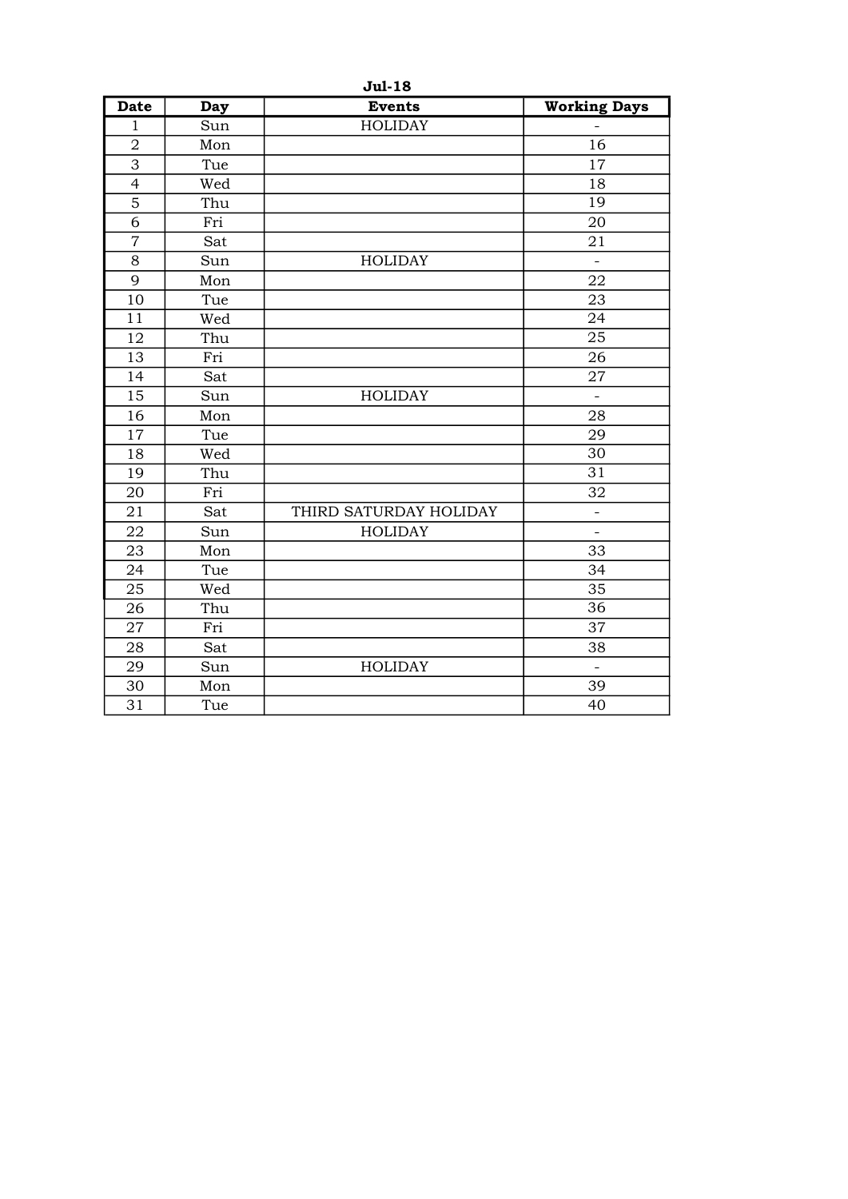**Jul-18**

| Date | Day | Events | Working Days |
|---|---|---|---|
| 1 | Sun | HOLIDAY | - |
| 2 | Mon | | 16 |
| 3 | Tue | | 17 |
| 4 | Wed | | 18 |
| 5 | Thu | | 19 |
| 6 | Fri | | 20 |
| 7 | Sat | | 21 |
| 8 | Sun | HOLIDAY | - |
| 9 | Mon | | 22 |
| 10 | Tue | | 23 |
| 11 | Wed | | 24 |
| 12 | Thu | | 25 |
| 13 | Fri | | 26 |
| 14 | Sat | | 27 |
| 15 | Sun | HOLIDAY | - |
| 16 | Mon | | 28 |
| 17 | Tue | | 29 |
| 18 | Wed | | 30 |
| 19 | Thu | | 31 |
| 20 | Fri | | 32 |
| 21 | Sat | THIRD SATURDAY HOLIDAY | - |
| 22 | Sun | HOLIDAY | - |
| 23 | Mon | | 33 |
| 24 | Tue | | 34 |
| 25 | Wed | | 35 |
| 26 | Thu | | 36 |
| 27 | Fri | | 37 |
| 28 | Sat | | 38 |
| 29 | Sun | HOLIDAY | - |
| 30 | Mon | | 39 |
| 31 | Tue | | 40 |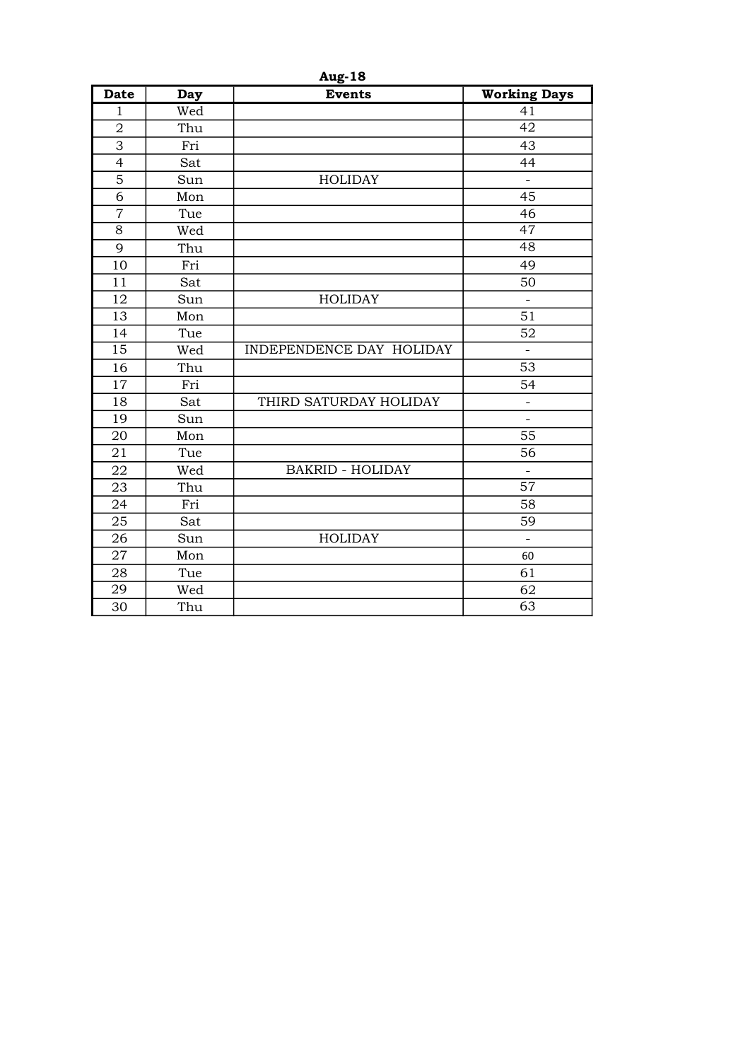**Aug-18**

| Date | Day | Events | Working Days |
|---|---|---|---|
| 1 | Wed | | 41 |
| 2 | Thu | | 42 |
| 3 | Fri | | 43 |
| 4 | Sat | | 44 |
| 5 | Sun | HOLIDAY | - |
| 6 | Mon | | 45 |
| 7 | Tue | | 46 |
| 8 | Wed | | 47 |
| 9 | Thu | | 48 |
| 10 | Fri | | 49 |
| 11 | Sat | | 50 |
| 12 | Sun | HOLIDAY | - |
| 13 | Mon | | 51 |
| 14 | Tue | | 52 |
| 15 | Wed | INDEPENDENCE DAY HOLIDAY | - |
| 16 | Thu | | 53 |
| 17 | Fri | | 54 |
| 18 | Sat | THIRD SATURDAY HOLIDAY | - |
| 19 | Sun | | - |
| 20 | Mon | | 55 |
| 21 | Tue | | 56 |
| 22 | Wed | BAKRID - HOLIDAY | - |
| 23 | Thu | | 57 |
| 24 | Fri | | 58 |
| 25 | Sat | | 59 |
| 26 | Sun | HOLIDAY | - |
| 27 | Mon | | 60 |
| 28 | Tue | | 61 |
| 29 | Wed | | 62 |
| 30 | Thu | | 63 |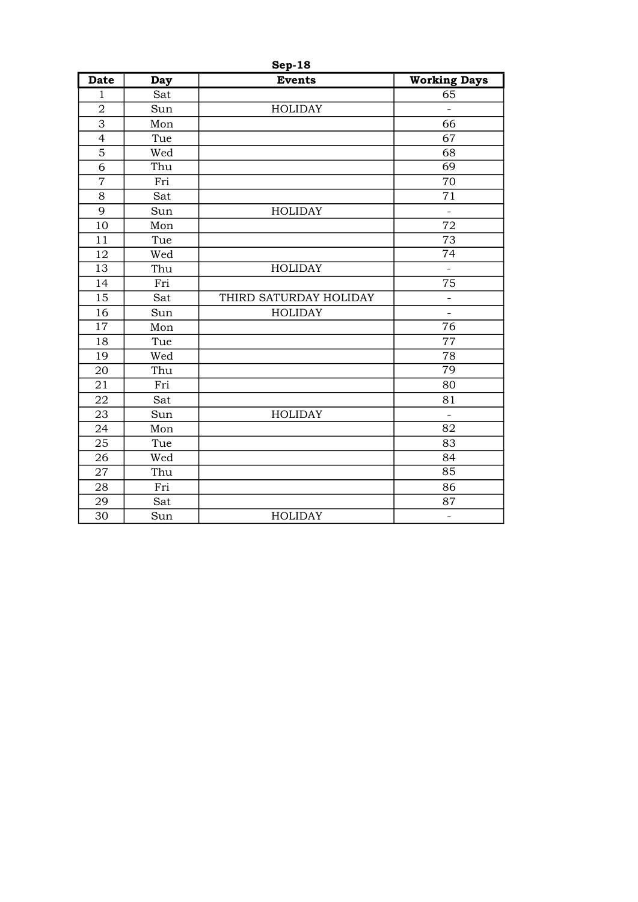**Sep-18**

| Date | Day | Events | Working Days |
|---|---|---|---|
| 1 | Sat | | 65 |
| 2 | Sun | HOLIDAY | - |
| 3 | Mon | | 66 |
| 4 | Tue | | 67 |
| 5 | Wed | | 68 |
| 6 | Thu | | 69 |
| 7 | Fri | | 70 |
| 8 | Sat | | 71 |
| 9 | Sun | HOLIDAY | - |
| 10 | Mon | | 72 |
| 11 | Tue | | 73 |
| 12 | Wed | | 74 |
| 13 | Thu | HOLIDAY | - |
| 14 | Fri | | 75 |
| 15 | Sat | THIRD SATURDAY HOLIDAY | - |
| 16 | Sun | HOLIDAY | - |
| 17 | Mon | | 76 |
| 18 | Tue | | 77 |
| 19 | Wed | | 78 |
| 20 | Thu | | 79 |
| 21 | Fri | | 80 |
| 22 | Sat | | 81 |
| 23 | Sun | HOLIDAY | - |
| 24 | Mon | | 82 |
| 25 | Tue | | 83 |
| 26 | Wed | | 84 |
| 27 | Thu | | 85 |
| 28 | Fri | | 86 |
| 29 | Sat | | 87 |
| 30 | Sun | HOLIDAY | - |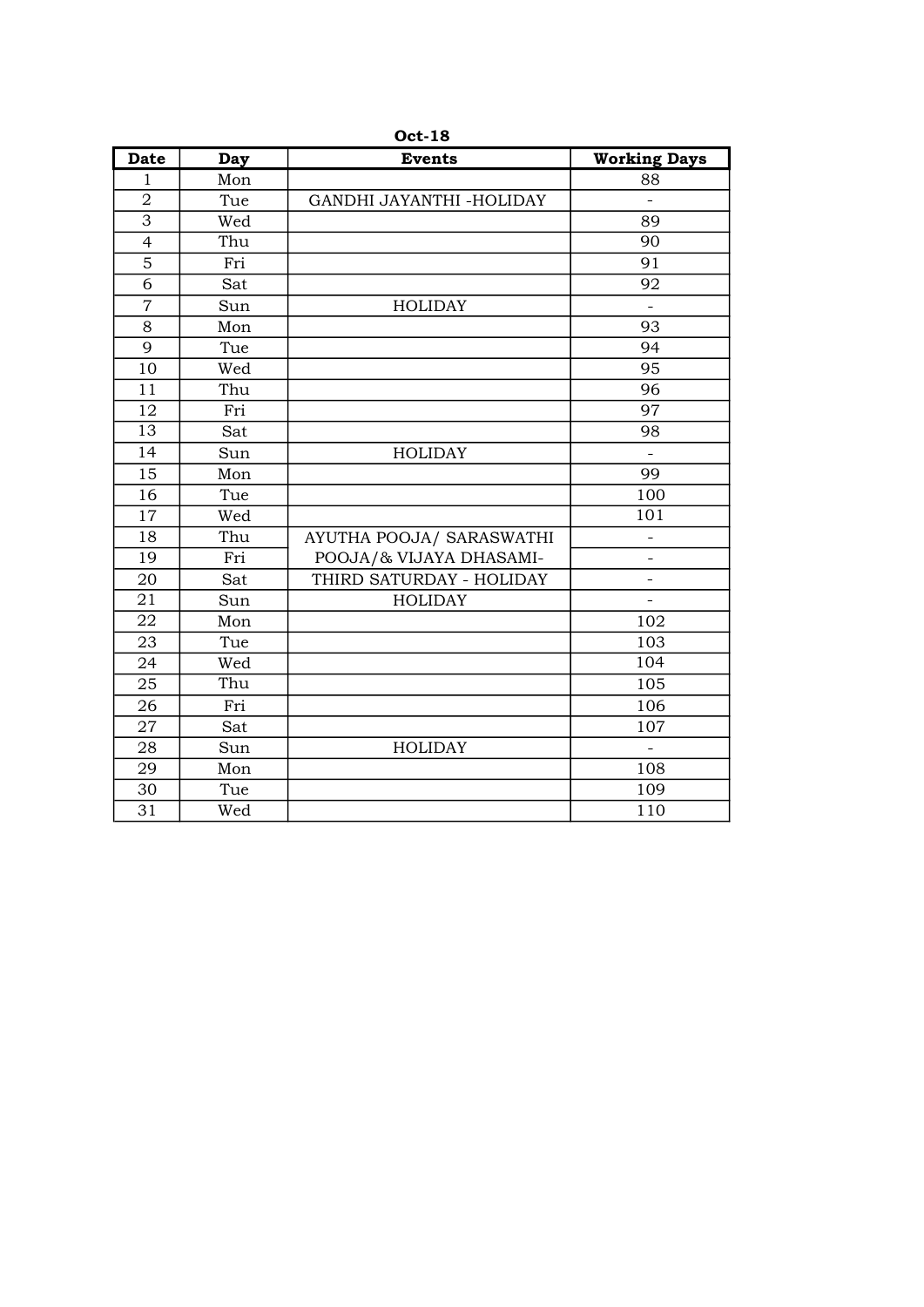**Oct-18**

| Date | Day | Events | Working Days |
|---|---|---|---|
| 1 | Mon | | 88 |
| 2 | Tue | GANDHI JAYANTHI -HOLIDAY | - |
| 3 | Wed | | 89 |
| 4 | Thu | | 90 |
| 5 | Fri | | 91 |
| 6 | Sat | | 92 |
| 7 | Sun | HOLIDAY | - |
| 8 | Mon | | 93 |
| 9 | Tue | | 94 |
| 10 | Wed | | 95 |
| 11 | Thu | | 96 |
| 12 | Fri | | 97 |
| 13 | Sat | | 98 |
| 14 | Sun | HOLIDAY | - |
| 15 | Mon | | 99 |
| 16 | Tue | | 100 |
| 17 | Wed | | 101 |
| 18 | Thu | AYUTHA POOJA/ SARASWATHI | - |
| 19 | Fri | POOJA/& VIJAYA DHASAMI- | - |
| 20 | Sat | THIRD SATURDAY - HOLIDAY | - |
| 21 | Sun | HOLIDAY | - |
| 22 | Mon | | 102 |
| 23 | Tue | | 103 |
| 24 | Wed | | 104 |
| 25 | Thu | | 105 |
| 26 | Fri | | 106 |
| 27 | Sat | | 107 |
| 28 | Sun | HOLIDAY | - |
| 29 | Mon | | 108 |
| 30 | Tue | | 109 |
| 31 | Wed | | 110 |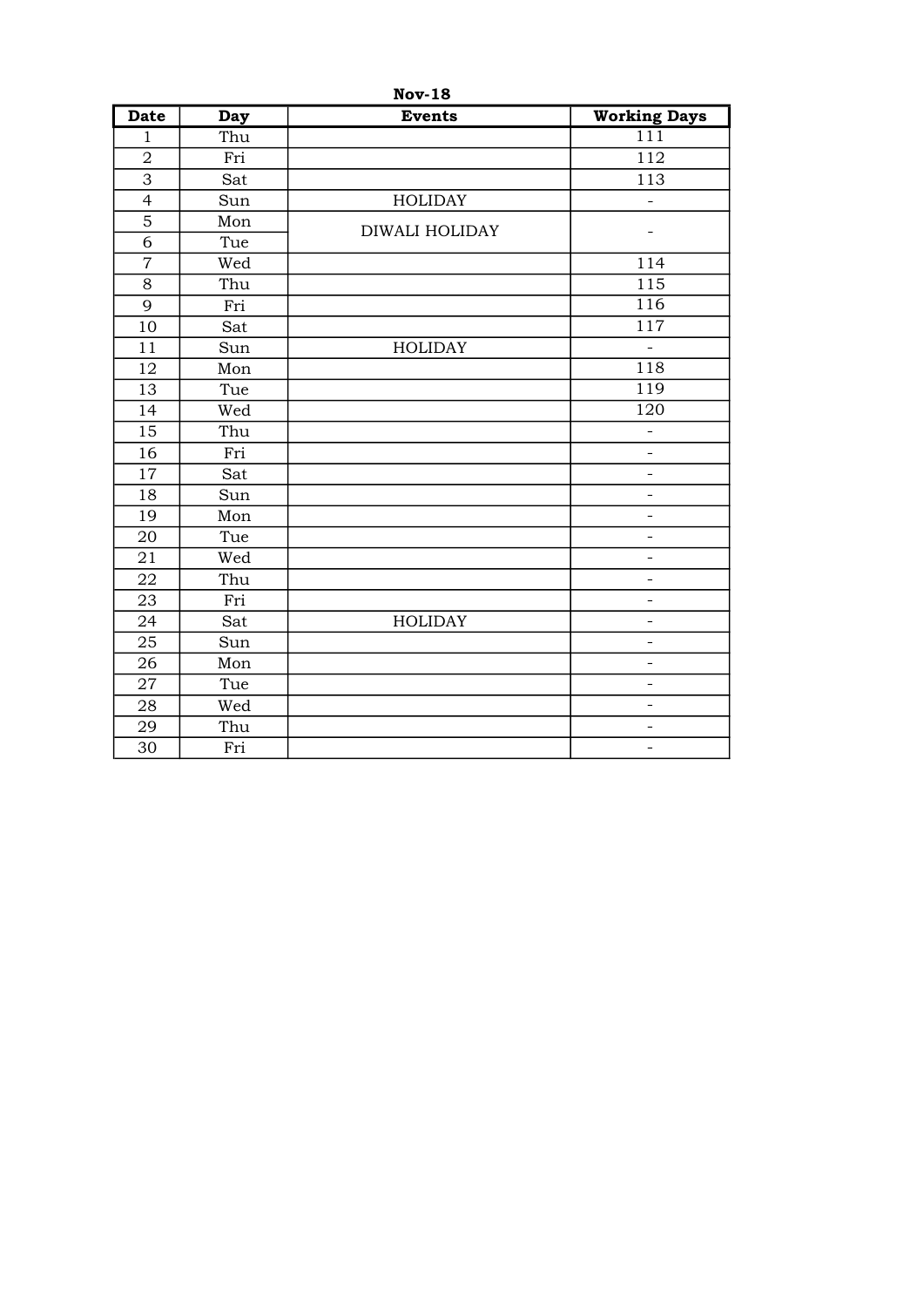**Nov-18**

| Date | Day | Events | Working Days |
|---|---|---|---|
| 1 | Thu | | 111 |
| 2 | Fri | | 112 |
| 3 | Sat | | 113 |
| 4 | Sun | HOLIDAY | - |
| 5 | Mon | DIWALI HOLIDAY | - |
| 6 | Tue | | |
| 7 | Wed | | 114 |
| 8 | Thu | | 115 |
| 9 | Fri | | 116 |
| 10 | Sat | | 117 |
| 11 | Sun | HOLIDAY | - |
| 12 | Mon | | 118 |
| 13 | Tue | | 119 |
| 14 | Wed | | 120 |
| 15 | Thu | | - |
| 16 | Fri | | - |
| 17 | Sat | | - |
| 18 | Sun | | - |
| 19 | Mon | | - |
| 20 | Tue | | - |
| 21 | Wed | | - |
| 22 | Thu | | - |
| 23 | Fri | | - |
| 24 | Sat | HOLIDAY | - |
| 25 | Sun | | - |
| 26 | Mon | | - |
| 27 | Tue | | - |
| 28 | Wed | | - |
| 29 | Thu | | - |
| 30 | Fri | | - |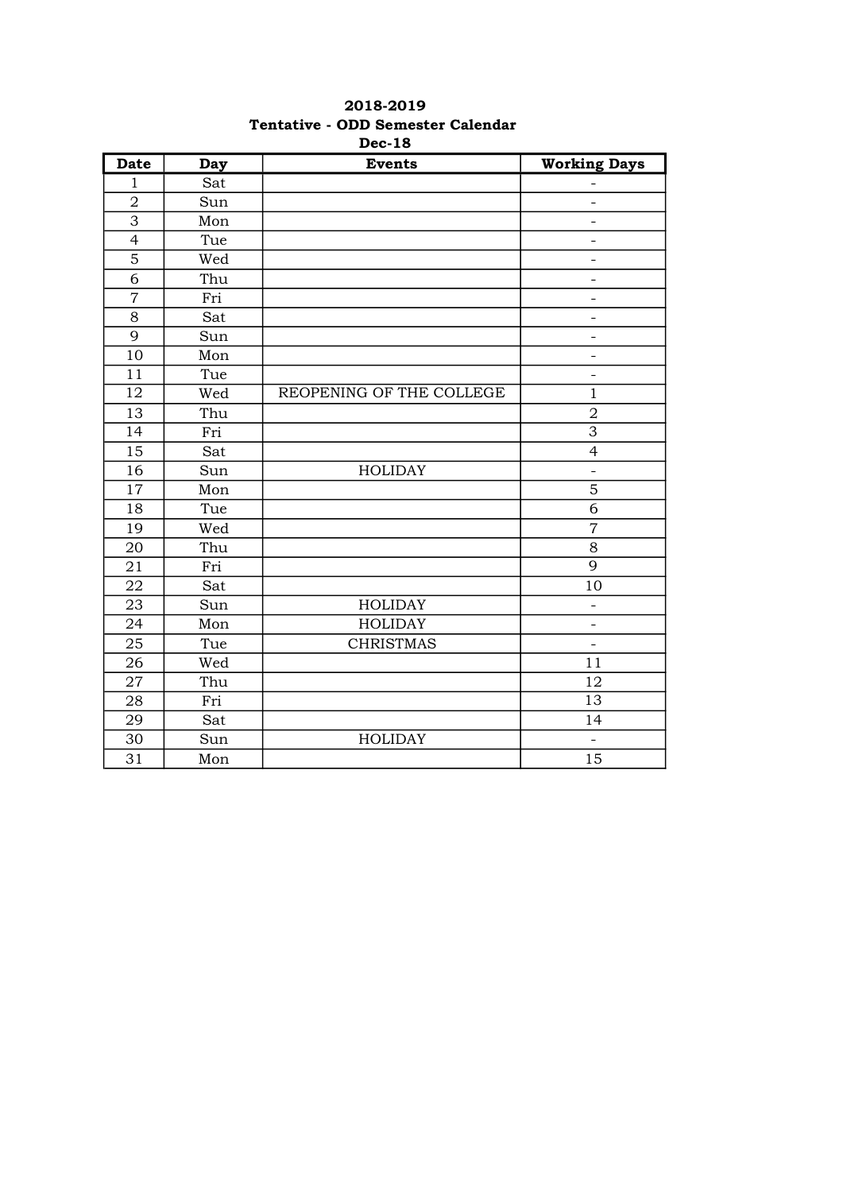**2018-2019**

**Tentative - ODD Semester Calendar**

**Dec-18**

| Date | Day | Events | Working Days |
|---|---|---|---|
| 1 | Sat | | - |
| 2 | Sun | | - |
| 3 | Mon | | - |
| 4 | Tue | | - |
| 5 | Wed | | - |
| 6 | Thu | | - |
| 7 | Fri | | - |
| 8 | Sat | | - |
| 9 | Sun | | - |
| 10 | Mon | | - |
| 11 | Tue | | - |
| 12 | Wed | REOPENING OF THE COLLEGE | 1 |
| 13 | Thu | | 2 |
| 14 | Fri | | 3 |
| 15 | Sat | | 4 |
| 16 | Sun | HOLIDAY | - |
| 17 | Mon | | 5 |
| 18 | Tue | | 6 |
| 19 | Wed | | 7 |
| 20 | Thu | | 8 |
| 21 | Fri | | 9 |
| 22 | Sat | | 10 |
| 23 | Sun | HOLIDAY | - |
| 24 | Mon | HOLIDAY | - |
| 25 | Tue | CHRISTMAS | - |
| 26 | Wed | | 11 |
| 27 | Thu | | 12 |
| 28 | Fri | | 13 |
| 29 | Sat | | 14 |
| 30 | Sun | HOLIDAY | - |
| 31 | Mon | | 15 |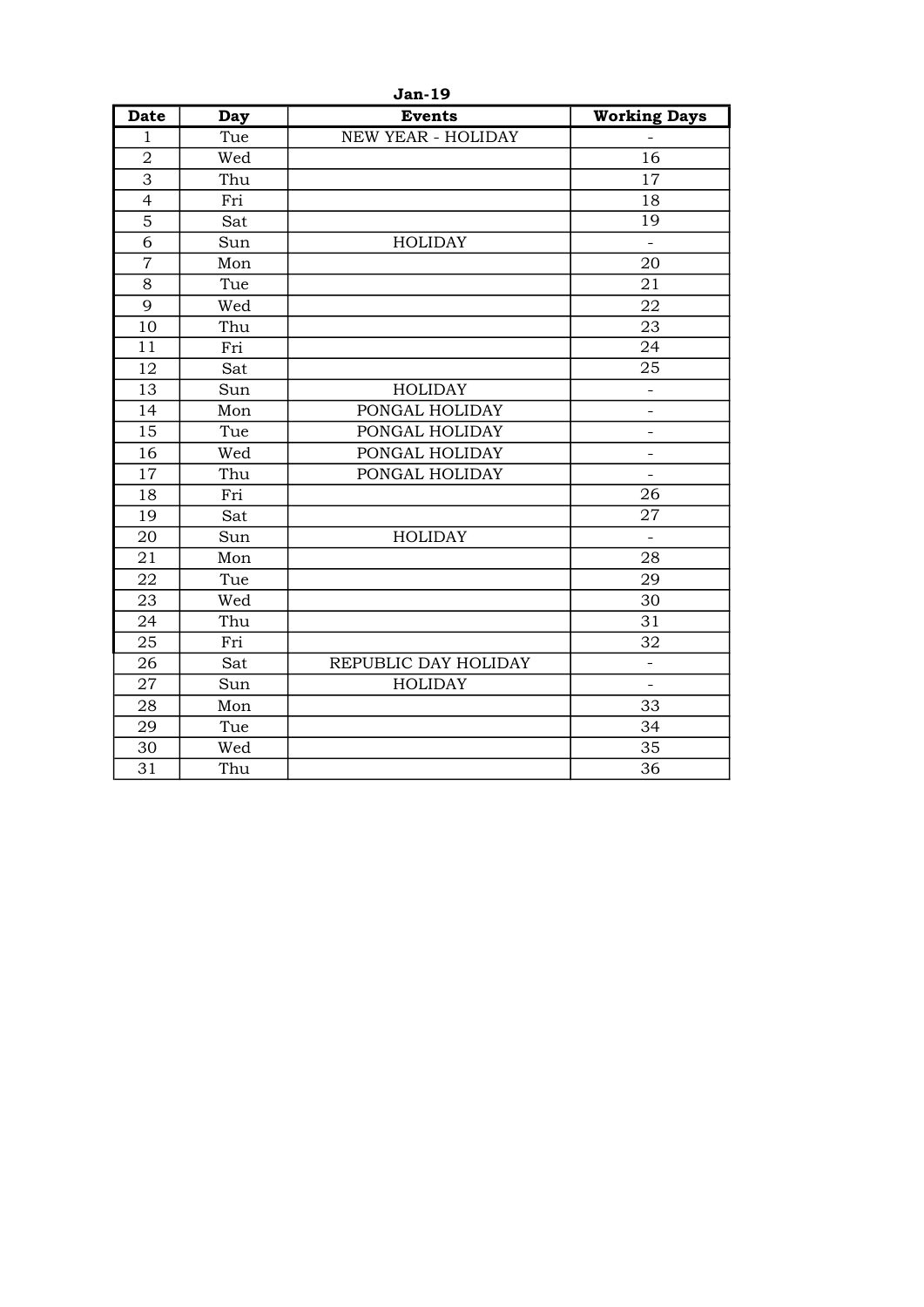**Jan-19**

| Date | Day | Events | Working Days |
|---|---|---|---|
| 1 | Tue | NEW YEAR - HOLIDAY | - |
| 2 | Wed | | 16 |
| 3 | Thu | | 17 |
| 4 | Fri | | 18 |
| 5 | Sat | | 19 |
| 6 | Sun | HOLIDAY | - |
| 7 | Mon | | 20 |
| 8 | Tue | | 21 |
| 9 | Wed | | 22 |
| 10 | Thu | | 23 |
| 11 | Fri | | 24 |
| 12 | Sat | | 25 |
| 13 | Sun | HOLIDAY | - |
| 14 | Mon | PONGAL HOLIDAY | - |
| 15 | Tue | PONGAL HOLIDAY | - |
| 16 | Wed | PONGAL HOLIDAY | - |
| 17 | Thu | PONGAL HOLIDAY | - |
| 18 | Fri | | 26 |
| 19 | Sat | | 27 |
| 20 | Sun | HOLIDAY | - |
| 21 | Mon | | 28 |
| 22 | Tue | | 29 |
| 23 | Wed | | 30 |
| 24 | Thu | | 31 |
| 25 | Fri | | 32 |
| 26 | Sat | REPUBLIC DAY HOLIDAY | - |
| 27 | Sun | HOLIDAY | - |
| 28 | Mon | | 33 |
| 29 | Tue | | 34 |
| 30 | Wed | | 35 |
| 31 | Thu | | 36 |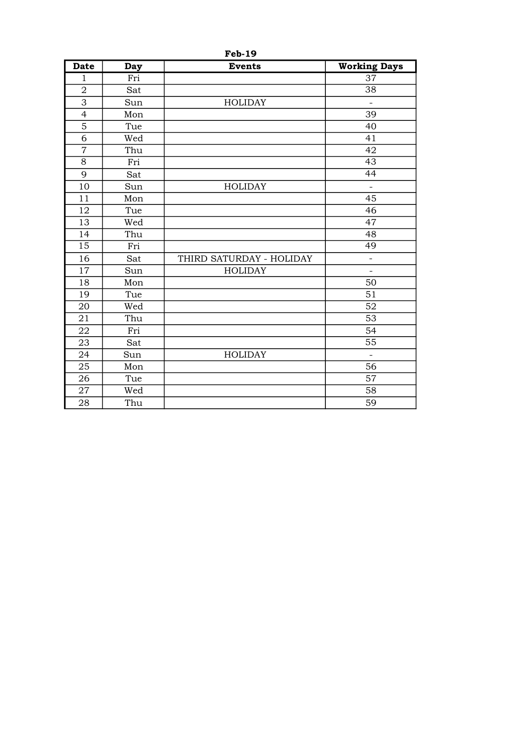**Feb-19**

| Date | Day | Events | Working Days |
|---|---|---|---|
| 1 | Fri | | 37 |
| 2 | Sat | | 38 |
| 3 | Sun | HOLIDAY | - |
| 4 | Mon | | 39 |
| 5 | Tue | | 40 |
| 6 | Wed | | 41 |
| 7 | Thu | | 42 |
| 8 | Fri | | 43 |
| 9 | Sat | | 44 |
| 10 | Sun | HOLIDAY | - |
| 11 | Mon | | 45 |
| 12 | Tue | | 46 |
| 13 | Wed | | 47 |
| 14 | Thu | | 48 |
| 15 | Fri | | 49 |
| 16 | Sat | THIRD SATURDAY - HOLIDAY | - |
| 17 | Sun | HOLIDAY | - |
| 18 | Mon | | 50 |
| 19 | Tue | | 51 |
| 20 | Wed | | 52 |
| 21 | Thu | | 53 |
| 22 | Fri | | 54 |
| 23 | Sat | | 55 |
| 24 | Sun | HOLIDAY | - |
| 25 | Mon | | 56 |
| 26 | Tue | | 57 |
| 27 | Wed | | 58 |
| 28 | Thu | | 59 |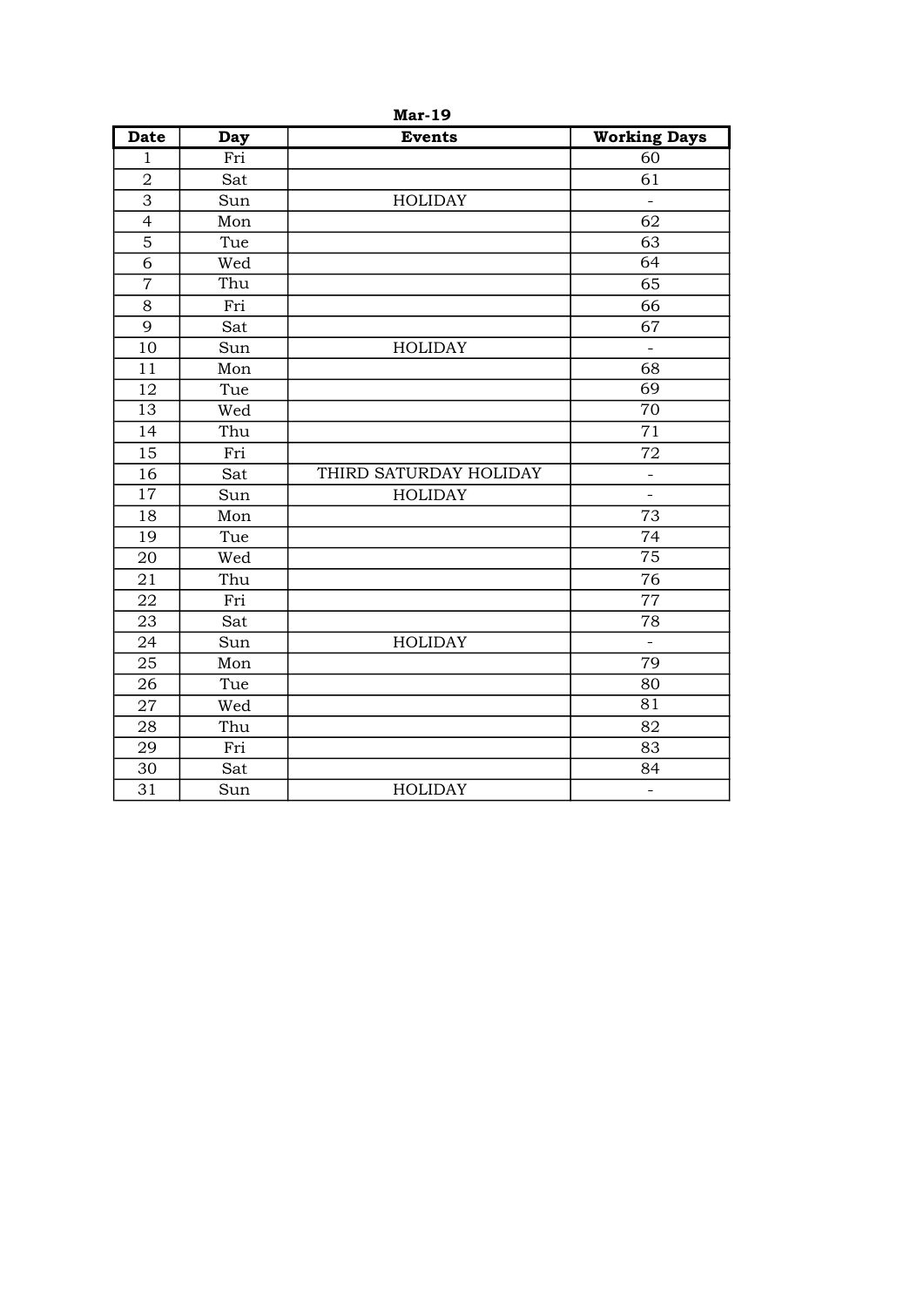**Mar-19**

| Date | Day | Events | Working Days |
|---|---|---|---|
| 1 | Fri | | 60 |
| 2 | Sat | | 61 |
| 3 | Sun | HOLIDAY | - |
| 4 | Mon | | 62 |
| 5 | Tue | | 63 |
| 6 | Wed | | 64 |
| 7 | Thu | | 65 |
| 8 | Fri | | 66 |
| 9 | Sat | | 67 |
| 10 | Sun | HOLIDAY | - |
| 11 | Mon | | 68 |
| 12 | Tue | | 69 |
| 13 | Wed | | 70 |
| 14 | Thu | | 71 |
| 15 | Fri | | 72 |
| 16 | Sat | THIRD SATURDAY HOLIDAY | - |
| 17 | Sun | HOLIDAY | - |
| 18 | Mon | | 73 |
| 19 | Tue | | 74 |
| 20 | Wed | | 75 |
| 21 | Thu | | 76 |
| 22 | Fri | | 77 |
| 23 | Sat | | 78 |
| 24 | Sun | HOLIDAY | - |
| 25 | Mon | | 79 |
| 26 | Tue | | 80 |
| 27 | Wed | | 81 |
| 28 | Thu | | 82 |
| 29 | Fri | | 83 |
| 30 | Sat | | 84 |
| 31 | Sun | HOLIDAY | - |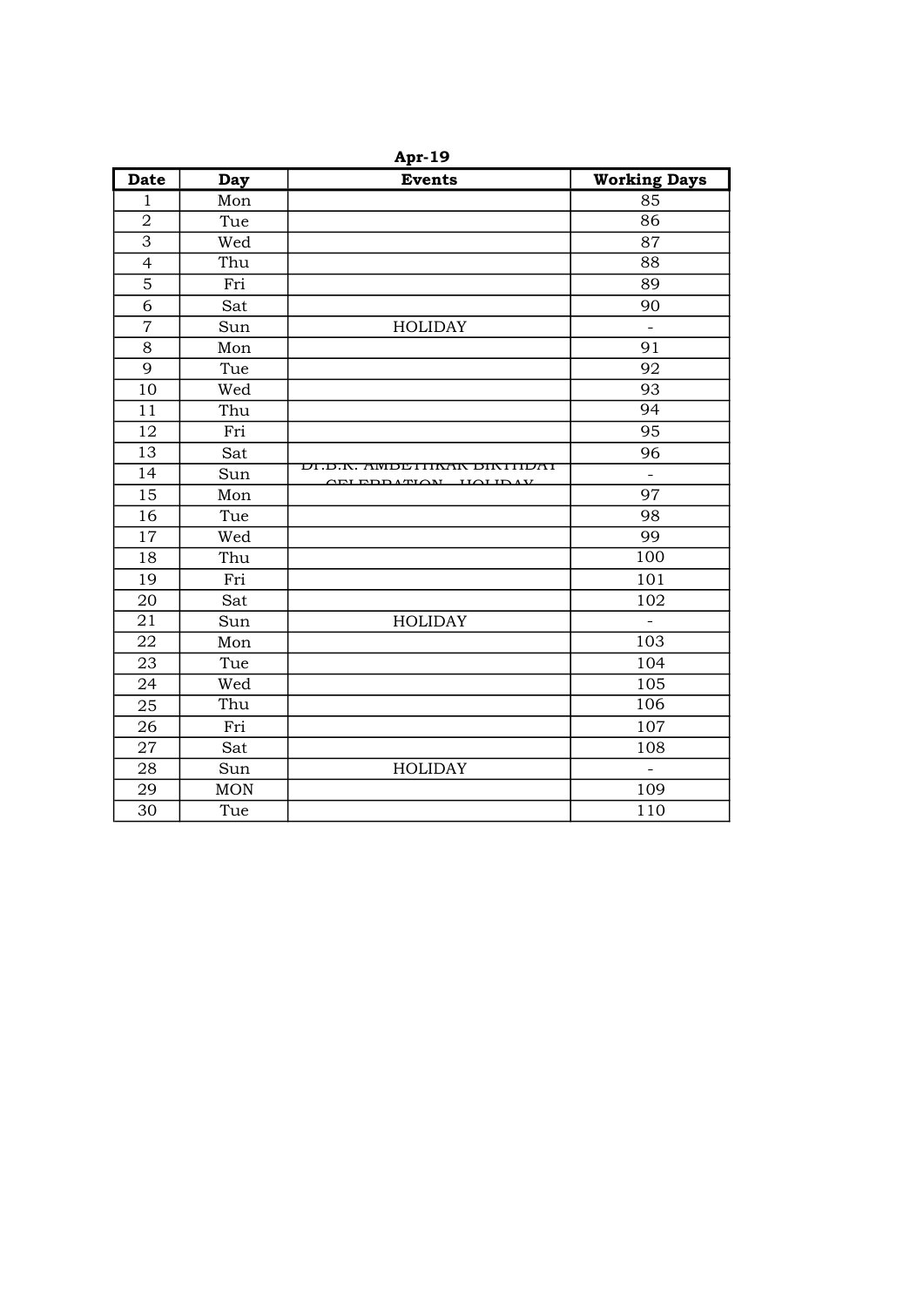**Apr-19**

| Date | Day | Events | Working Days |
|---|---|---|---|
| 1 | Mon | | 85 |
| 2 | Tue | | 86 |
| 3 | Wed | | 87 |
| 4 | Thu | | 88 |
| 5 | Fri | | 89 |
| 6 | Sat | | 90 |
| 7 | Sun | HOLIDAY | - |
| 8 | Mon | | 91 |
| 9 | Tue | | 92 |
| 10 | Wed | | 93 |
| 11 | Thu | | 94 |
| 12 | Fri | | 95 |
| 13 | Sat | | 96 |
| 14 | Sun | Dr.B.R. AMBETHKAR BIRTHDAY CELEBRATION - HOLIDAY | - |
| 15 | Mon | | 97 |
| 16 | Tue | | 98 |
| 17 | Wed | | 99 |
| 18 | Thu | | 100 |
| 19 | Fri | | 101 |
| 20 | Sat | | 102 |
| 21 | Sun | HOLIDAY | - |
| 22 | Mon | | 103 |
| 23 | Tue | | 104 |
| 24 | Wed | | 105 |
| 25 | Thu | | 106 |
| 26 | Fri | | 107 |
| 27 | Sat | | 108 |
| 28 | Sun | HOLIDAY | - |
| 29 | MON | | 109 |
| 30 | Tue | | 110 |